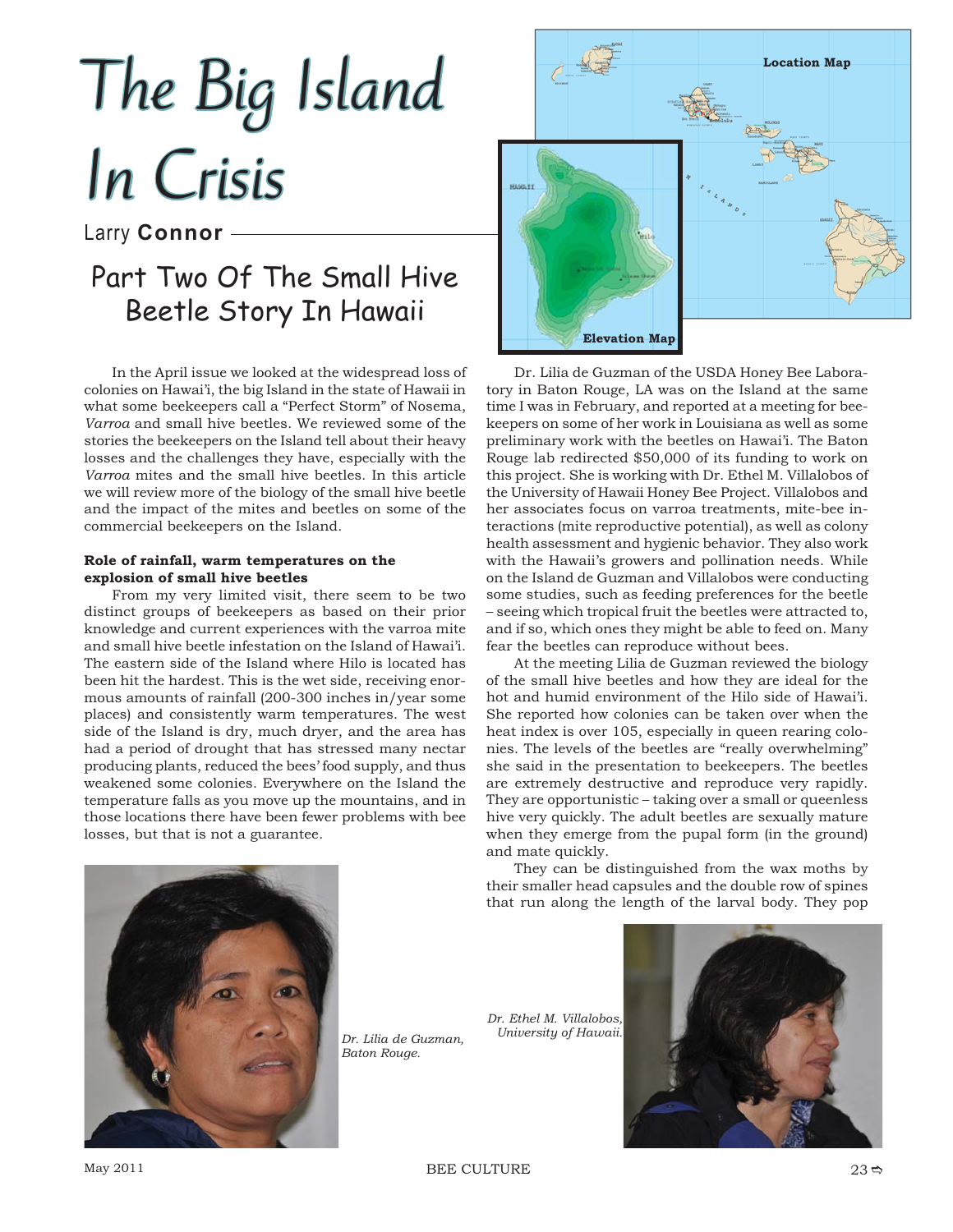# The Big Island In Crisis

Larry **Connor**

## Part Two Of The Small Hive Beetle Story In Hawaii

In the April issue we looked at the widespread loss of colonies on Hawai'i, the big Island in the state of Hawaii in what some beekeepers call a "Perfect Storm" of Nosema, *Varroa* and small hive beetles. We reviewed some of the stories the beekeepers on the Island tell about their heavy losses and the challenges they have, especially with the *Varroa* mites and the small hive beetles. In this article we will review more of the biology of the small hive beetle and the impact of the mites and beetles on some of the commercial beekeepers on the Island.

**Role of rainfall, warm temperatures on the explosion of small hive beetles**

From my very limited visit, there seem to be two distinct groups of beekeepers as based on their prior knowledge and current experiences with the varroa mite and small hive beetle infestation on the Island of Hawai'i. The eastern side of the Island where Hilo is located has been hit the hardest. This is the wet side, receiving enormous amounts of rainfall (200-300 inches in/year some places) and consistently warm temperatures. The west side of the Island is dry, much dryer, and the area has had a period of drought that has stressed many nectar producing plants, reduced the bees' food supply, and thus weakened some colonies. Everywhere on the Island the temperature falls as you move up the mountains, and in those locations there have been fewer problems with bee losses, but that is not a guarantee.

Location Map

Elevation Map

Dr. Lilia de Guzman of the USDA Honey Bee Laboratory in Baton Rouge, LA was on the Island at the same time I was in February, and reported at a meeting for beekeepers on some of her work in Louisiana as well as some preliminary work with the beetles on Hawai'i. The Baton Rouge lab redirected $50,000 of its funding to work on this project. She is working with Dr. Ethel M. Villalobos of the University of Hawaii Honey Bee Project. Villalobos and her associates focus on varroa treatments, mite-bee interactions (mite reproductive potential), as well as colony health assessment and hygienic behavior. They also work with the Hawaii's growers and pollination needs. While on the Island de Guzman and Villalobos were conducting some studies, such as feeding preferences for the beetle – seeing which tropical fruit the beetles were attracted to, and if so, which ones they might be able to feed on. Many fear the beetles can reproduce without bees.

At the meeting Lilia de Guzman reviewed the biology of the small hive beetles and how they are ideal for the hot and humid environment of the Hilo side of Hawai'i. She reported how colonies can be taken over when the heat index is over 105, especially in queen rearing colonies. The levels of the beetles are "really overwhelming" she said in the presentation to beekeepers. The beetles are extremely destructive and reproduce very rapidly. They are opportunistic – taking over a small or queenless hive very quickly. The adult beetles are sexually mature when they emerge from the pupal form (in the ground) and mate quickly.

They can be distinguished from the wax moths by their smaller head capsules and the double row of spines that run along the length of the larval body. They pop

*Dr. Lilia de Guzman, Baton Rouge.*

*Dr. Ethel M. Villalobos, University of Hawaii.*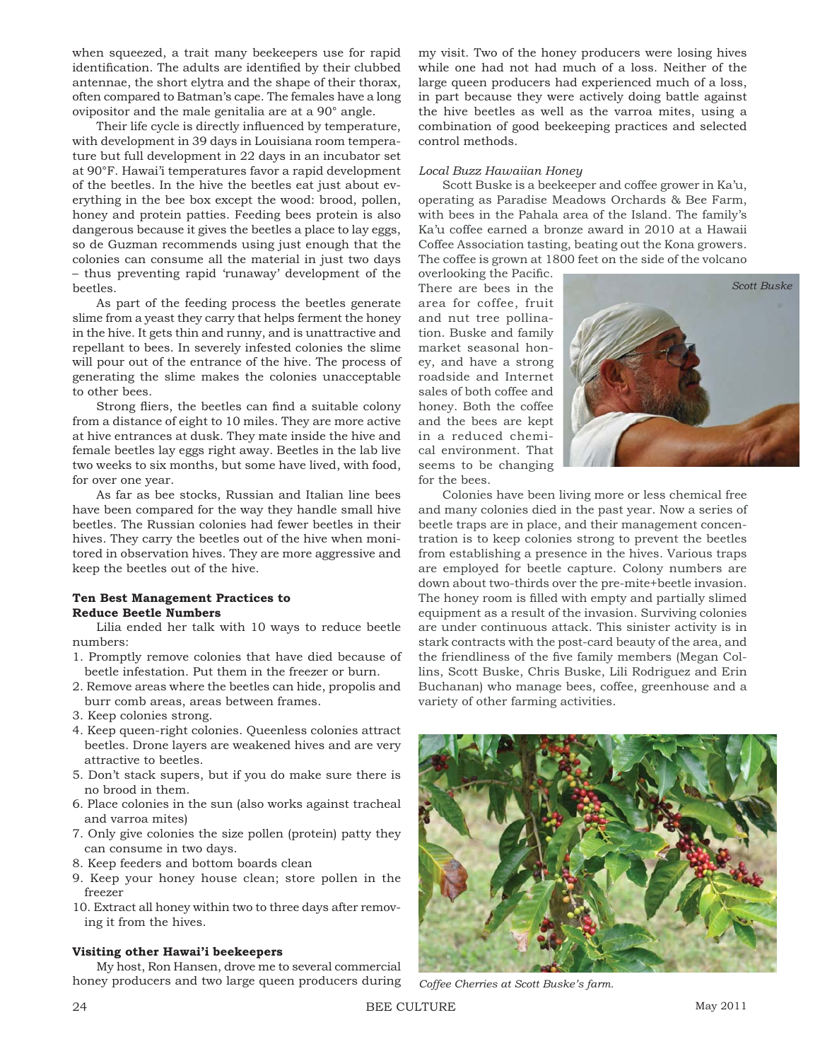when squeezed, a trait many beekeepers use for rapid identification. The adults are identified by their clubbed antennae, the short elytra and the shape of their thorax, often compared to Batman's cape. The females have a long ovipositor and the male genitalia are at a 90° angle.

Their life cycle is directly influenced by temperature, with development in 39 days in Louisiana room temperature but full development in 22 days in an incubator set at 90°F. Hawai'i temperatures favor a rapid development of the beetles. In the hive the beetles eat just about everything in the bee box except the wood: brood, pollen, honey and protein patties. Feeding bees protein is also dangerous because it gives the beetles a place to lay eggs, so de Guzman recommends using just enough that the colonies can consume all the material in just two days – thus preventing rapid 'runaway' development of the beetles.

As part of the feeding process the beetles generate slime from a yeast they carry that helps ferment the honey in the hive. It gets thin and runny, and is unattractive and repellant to bees. In severely infested colonies the slime will pour out of the entrance of the hive. The process of generating the slime makes the colonies unacceptable to other bees.

Strong fliers, the beetles can find a suitable colony from a distance of eight to 10 miles. They are more active at hive entrances at dusk. They mate inside the hive and female beetles lay eggs right away. Beetles in the lab live two weeks to six months, but some have lived, with food, for over one year.

As far as bee stocks, Russian and Italian line bees have been compared for the way they handle small hive beetles. The Russian colonies had fewer beetles in their hives. They carry the beetles out of the hive when monitored in observation hives. They are more aggressive and keep the beetles out of the hive.

**Ten Best Management Practices to Reduce Beetle Numbers**

Lilia ended her talk with 10 ways to reduce beetle numbers:

1. Promptly remove colonies that have died because of beetle infestation. Put them in the freezer or burn.
2. Remove areas where the beetles can hide, propolis and burr comb areas, areas between frames.
3. Keep colonies strong.
4. Keep queen-right colonies. Queenless colonies attract beetles. Drone layers are weakened hives and are very attractive to beetles.
5. Don't stack supers, but if you do make sure there is no brood in them.
6. Place colonies in the sun (also works against tracheal and varroa mites)
7. Only give colonies the size pollen (protein) patty they can consume in two days.
8. Keep feeders and bottom boards clean
9. Keep your honey house clean; store pollen in the freezer
10. Extract all honey within two to three days after removing it from the hives.

**Visiting other Hawai'i beekeepers**

My host, Ron Hansen, drove me to several commercial honey producers and two large queen producers during my visit. Two of the honey producers were losing hives while one had not had much of a loss. Neither of the large queen producers had experienced much of a loss, in part because they were actively doing battle against the hive beetles as well as the varroa mites, using a combination of good beekeeping practices and selected control methods.

*Local Buzz Hawaiian Honey*

Scott Buske is a beekeeper and coffee grower in Ka'u, operating as Paradise Meadows Orchards & Bee Farm, with bees in the Pahala area of the Island. The family's Ka'u coffee earned a bronze award in 2010 at a Hawaii Coffee Association tasting, beating out the Kona growers. The coffee is grown at 1800 feet on the side of the volcano overlooking the Pacific. There are bees in the area for coffee, fruit and nut tree pollination. Buske and family market seasonal honey, and have a strong roadside and Internet sales of both coffee and honey. Both the coffee and the bees are kept in a reduced chemical environment. That seems to be changing for the bees.

*Scott Buske*

Colonies have been living more or less chemical free and many colonies died in the past year. Now a series of beetle traps are in place, and their management concentration is to keep colonies strong to prevent the beetles from establishing a presence in the hives. Various traps are employed for beetle capture. Colony numbers are down about two-thirds over the pre-mite+beetle invasion. The honey room is filled with empty and partially slimed equipment as a result of the invasion. Surviving colonies are under continuous attack. This sinister activity is in stark contracts with the post-card beauty of the area, and the friendliness of the five family members (Megan Collins, Scott Buske, Chris Buske, Lili Rodriguez and Erin Buchanan) who manage bees, coffee, greenhouse and a variety of other farming activities.

*Coffee Cherries at Scott Buske's farm.*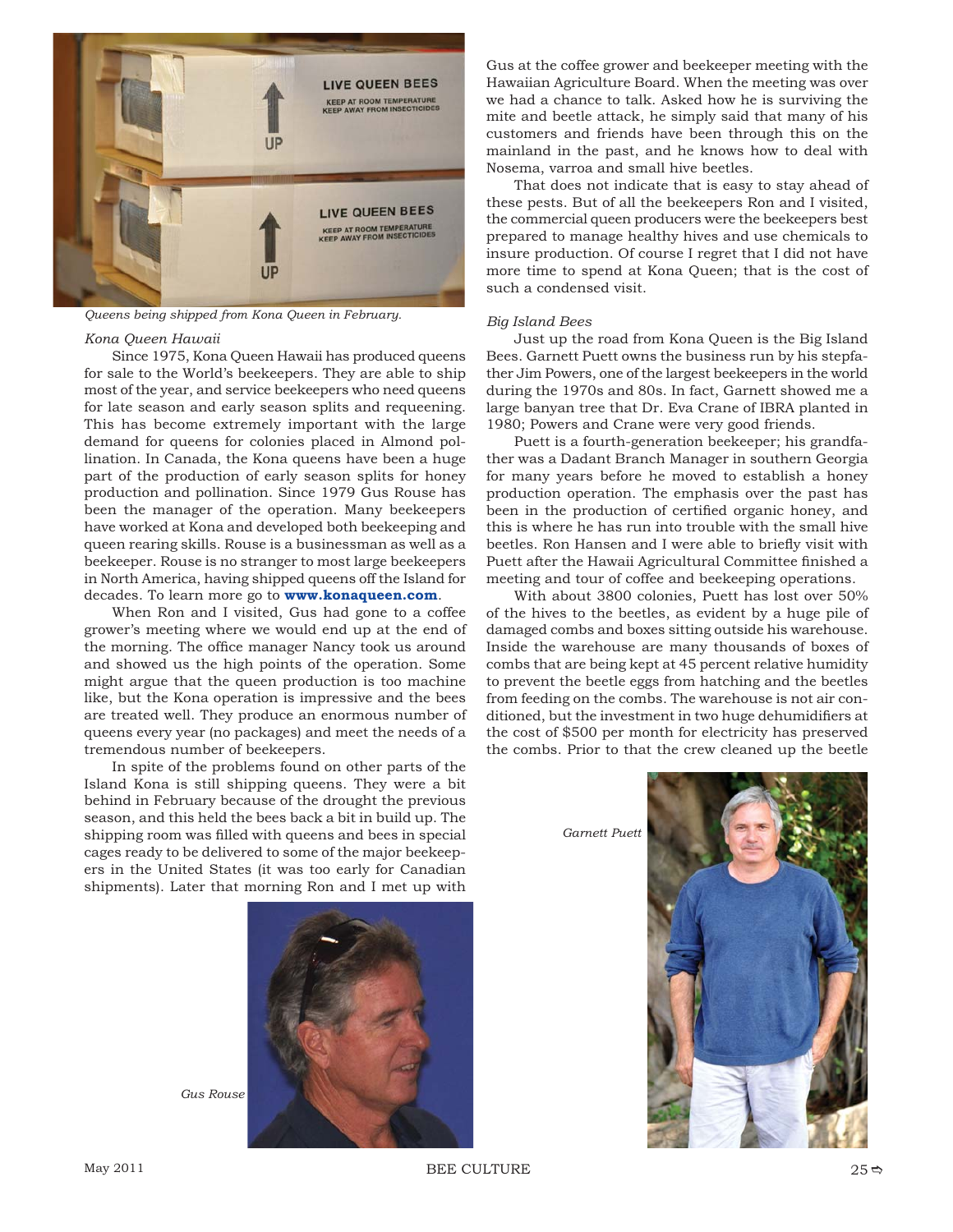*Queens being shipped from Kona Queen in February.*

*Kona Queen Hawaii*

Since 1975, Kona Queen Hawaii has produced queens for sale to the World's beekeepers. They are able to ship most of the year, and service beekeepers who need queens for late season and early season splits and requeening. This has become extremely important with the large demand for queens for colonies placed in Almond pollination. In Canada, the Kona queens have been a huge part of the production of early season splits for honey production and pollination. Since 1979 Gus Rouse has been the manager of the operation. Many beekeepers have worked at Kona and developed both beekeeping and queen rearing skills. Rouse is a businessman as well as a beekeeper. Rouse is no stranger to most large beekeepers in North America, having shipped queens off the Island for decades. To learn more go to **www.konaqueen.com**.

When Ron and I visited, Gus had gone to a coffee grower's meeting where we would end up at the end of the morning. The office manager Nancy took us around and showed us the high points of the operation. Some might argue that the queen production is too machine like, but the Kona operation is impressive and the bees are treated well. They produce an enormous number of queens every year (no packages) and meet the needs of a tremendous number of beekeepers.

In spite of the problems found on other parts of the Island Kona is still shipping queens. They were a bit behind in February because of the drought the previous season, and this held the bees back a bit in build up. The shipping room was filled with queens and bees in special cages ready to be delivered to some of the major beekeepers in the United States (it was too early for Canadian shipments). Later that morning Ron and I met up with Gus at the coffee grower and beekeeper meeting with the Hawaiian Agriculture Board. When the meeting was over we had a chance to talk. Asked how he is surviving the mite and beetle attack, he simply said that many of his customers and friends have been through this on the mainland in the past, and he knows how to deal with Nosema, varroa and small hive beetles.

*Gus Rouse*

That does not indicate that is easy to stay ahead of these pests. But of all the beekeepers Ron and I visited, the commercial queen producers were the beekeepers best prepared to manage healthy hives and use chemicals to insure production. Of course I regret that I did not have more time to spend at Kona Queen; that is the cost of such a condensed visit.

*Big Island Bees*

Just up the road from Kona Queen is the Big Island Bees. Garnett Puett owns the business run by his stepfather Jim Powers, one of the largest beekeepers in the world during the 1970s and 80s. In fact, Garnett showed me a large banyan tree that Dr. Eva Crane of IBRA planted in 1980; Powers and Crane were very good friends.

Puett is a fourth-generation beekeeper; his grandfather was a Dadant Branch Manager in southern Georgia for many years before he moved to establish a honey production operation. The emphasis over the past has been in the production of certified organic honey, and this is where he has run into trouble with the small hive beetles. Ron Hansen and I were able to briefly visit with Puett after the Hawaii Agricultural Committee finished a meeting and tour of coffee and beekeeping operations.

With about 3800 colonies, Puett has lost over 50% of the hives to the beetles, as evident by a huge pile of damaged combs and boxes sitting outside his warehouse. Inside the warehouse are many thousands of boxes of combs that are being kept at 45 percent relative humidity to prevent the beetle eggs from hatching and the beetles from feeding on the combs. The warehouse is not air conditioned, but the investment in two huge dehumidifiers at the cost of $500 per month for electricity has preserved the combs. Prior to that the crew cleaned up the beetle

*Garnett Puett*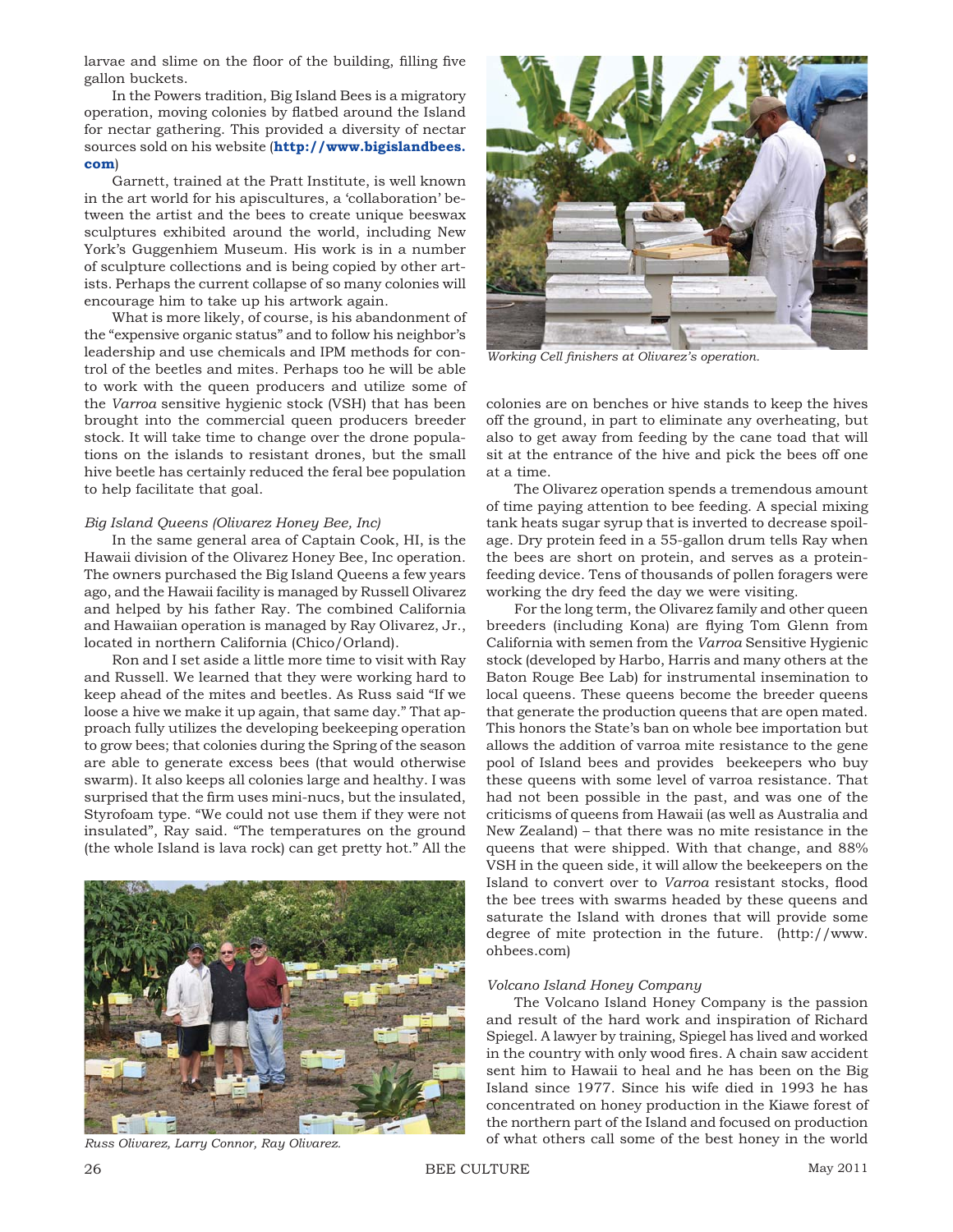larvae and slime on the floor of the building, filling five gallon buckets.

In the Powers tradition, Big Island Bees is a migratory operation, moving colonies by flatbed around the Island for nectar gathering. This provided a diversity of nectar sources sold on his website (**http://www.bigislandbees.com**)

Garnett, trained at the Pratt Institute, is well known in the art world for his apiscultures, a 'collaboration' between the artist and the bees to create unique beeswax sculptures exhibited around the world, including New York's Guggenhiem Museum. His work is in a number of sculpture collections and is being copied by other artists. Perhaps the current collapse of so many colonies will encourage him to take up his artwork again.

What is more likely, of course, is his abandonment of the "expensive organic status" and to follow his neighbor's leadership and use chemicals and IPM methods for control of the beetles and mites. Perhaps too he will be able to work with the queen producers and utilize some of the *Varroa* sensitive hygienic stock (VSH) that has been brought into the commercial queen producers breeder stock. It will take time to change over the drone populations on the islands to resistant drones, but the small hive beetle has certainly reduced the feral bee population to help facilitate that goal.

*Big Island Queens (Olivarez Honey Bee, Inc)*

In the same general area of Captain Cook, HI, is the Hawaii division of the Olivarez Honey Bee, Inc operation. The owners purchased the Big Island Queens a few years ago, and the Hawaii facility is managed by Russell Olivarez and helped by his father Ray. The combined California and Hawaiian operation is managed by Ray Olivarez, Jr., located in northern California (Chico/Orland).

Ron and I set aside a little more time to visit with Ray and Russell. We learned that they were working hard to keep ahead of the mites and beetles. As Russ said "If we loose a hive we make it up again, that same day." That approach fully utilizes the developing beekeeping operation to grow bees; that colonies during the Spring of the season are able to generate excess bees (that would otherwise swarm). It also keeps all colonies large and healthy. I was surprised that the firm uses mini-nucs, but the insulated, Styrofoam type. "We could not use them if they were not insulated", Ray said. "The temperatures on the ground (the whole Island is lava rock) can get pretty hot." All the colonies are on benches or hive stands to keep the hives off the ground, in part to eliminate any overheating, but also to get away from feeding by the cane toad that will sit at the entrance of the hive and pick the bees off one at a time.

Russ Olivarez, Larry Connor, Ray Olivarez.

Working Cell finishers at Olivarez's operation.

The Olivarez operation spends a tremendous amount of time paying attention to bee feeding. A special mixing tank heats sugar syrup that is inverted to decrease spoilage. Dry protein feed in a 55-gallon drum tells Ray when the bees are short on protein, and serves as a protein-feeding device. Tens of thousands of pollen foragers were working the dry feed the day we were visiting.

For the long term, the Olivarez family and other queen breeders (including Kona) are flying Tom Glenn from California with semen from the *Varroa* Sensitive Hygienic stock (developed by Harbo, Harris and many others at the Baton Rouge Bee Lab) for instrumental insemination to local queens. These queens become the breeder queens that generate the production queens that are open mated. This honors the State's ban on whole bee importation but allows the addition of varroa mite resistance to the gene pool of Island bees and provides beekeepers who buy these queens with some level of varroa resistance. That had not been possible in the past, and was one of the criticisms of queens from Hawaii (as well as Australia and New Zealand) – that there was no mite resistance in the queens that were shipped. With that change, and 88% VSH in the queen side, it will allow the beekeepers on the Island to convert over to *Varroa* resistant stocks, flood the bee trees with swarms headed by these queens and saturate the Island with drones that will provide some degree of mite protection in the future. (http://www.ohbees.com)

*Volcano Island Honey Company*

The Volcano Island Honey Company is the passion and result of the hard work and inspiration of Richard Spiegel. A lawyer by training, Spiegel has lived and worked in the country with only wood fires. A chain saw accident sent him to Hawaii to heal and he has been on the Big Island since 1977. Since his wife died in 1993 he has concentrated on honey production in the Kiawe forest of the northern part of the Island and focused on production of what others call some of the best honey in the world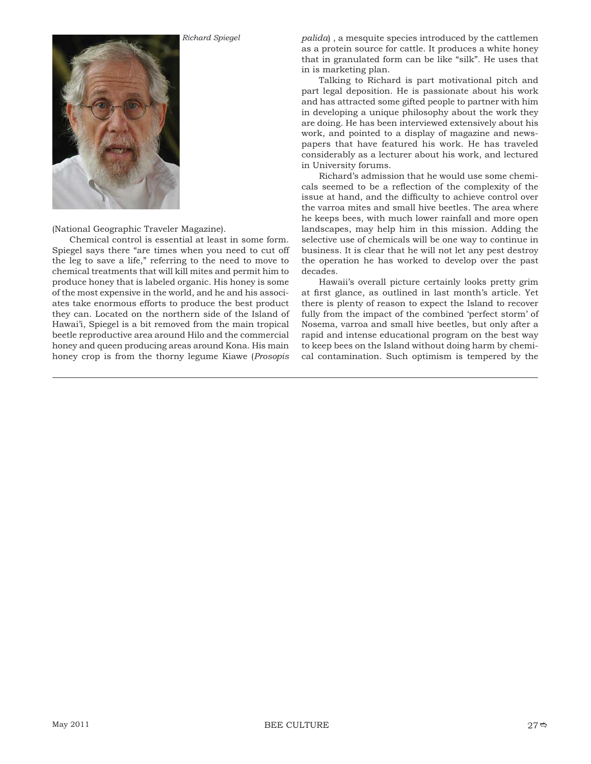Richard Spiegel

(National Geographic Traveler Magazine).

Chemical control is essential at least in some form. Spiegel says there "are times when you need to cut off the leg to save a life," referring to the need to move to chemical treatments that will kill mites and permit him to produce honey that is labeled organic. His honey is some of the most expensive in the world, and he and his associates take enormous efforts to produce the best product they can. Located on the northern side of the Island of Hawai'i, Spiegel is a bit removed from the main tropical beetle reproductive area around Hilo and the commercial honey and queen producing areas around Kona. His main honey crop is from the thorny legume Kiawe (*Prosopis palida*) , a mesquite species introduced by the cattlemen as a protein source for cattle. It produces a white honey that in granulated form can be like "silk". He uses that in is marketing plan.

Talking to Richard is part motivational pitch and part legal deposition. He is passionate about his work and has attracted some gifted people to partner with him in developing a unique philosophy about the work they are doing. He has been interviewed extensively about his work, and pointed to a display of magazine and newspapers that have featured his work. He has traveled considerably as a lecturer about his work, and lectured in University forums.

Richard's admission that he would use some chemicals seemed to be a reflection of the complexity of the issue at hand, and the difficulty to achieve control over the varroa mites and small hive beetles. The area where he keeps bees, with much lower rainfall and more open landscapes, may help him in this mission. Adding the selective use of chemicals will be one way to continue in business. It is clear that he will not let any pest destroy the operation he has worked to develop over the past decades.

Hawaii's overall picture certainly looks pretty grim at first glance, as outlined in last month's article. Yet there is plenty of reason to expect the Island to recover fully from the impact of the combined 'perfect storm' of Nosema, varroa and small hive beetles, but only after a rapid and intense educational program on the best way to keep bees on the Island without doing harm by chemical contamination. Such optimism is tempered by the